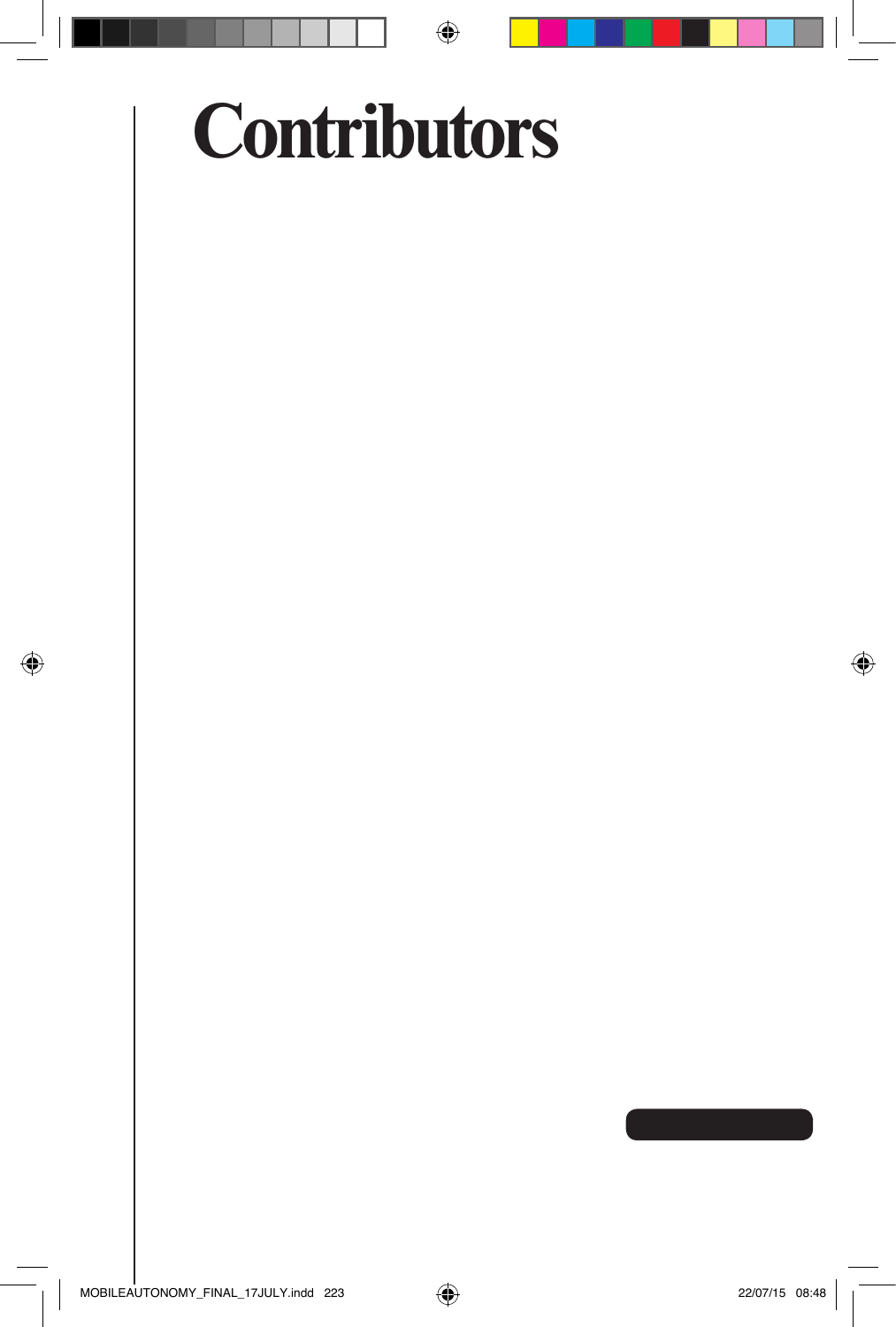# Contributors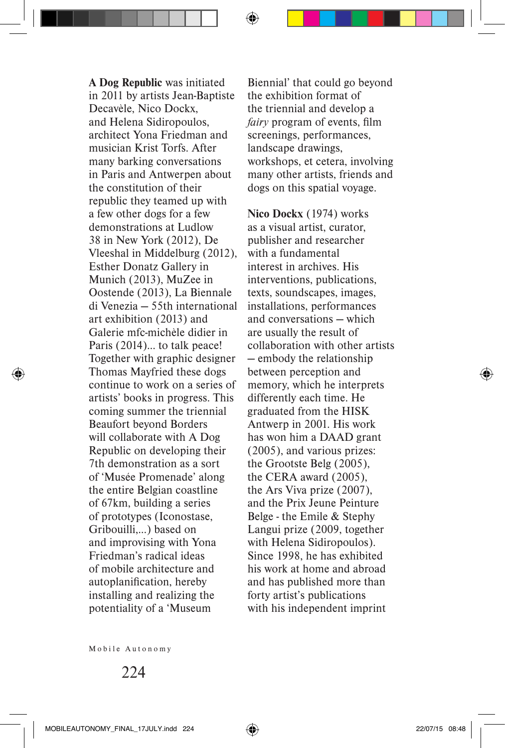**A Dog Republic** was initiated in 2011 by artists Jean-Baptiste Decavèle, Nico Dockx, and Helena Sidiropoulos, architect Yona Friedman and musician Krist Torfs. After many barking conversations in Paris and Antwerpen about the constitution of their republic they teamed up with a few other dogs for a few demonstrations at Ludlow 38 in New York (2012), De Vleeshal in Middelburg (2012), Esther Donatz Gallery in Munich (2013), MuZee in Oostende (2013), La Biennale di Venezia – 55th international art exhibition (2013) and Galerie mfc-michèle didier in Paris (2014)... to talk peace! Together with graphic designer Thomas Mayfried these dogs continue to work on a series of artists' books in progress. This coming summer the triennial Beaufort beyond Borders will collaborate with A Dog Republic on developing their 7th demonstration as a sort of 'Musée Promenade' along the entire Belgian coastline of 67km, building a series of prototypes (Iconostase, Gribouilli,...) based on and improvising with Yona Friedman's radical ideas of mobile architecture and autoplanification, hereby installing and realizing the potentiality of a 'Museum Biennial' that could go beyond the exhibition format of the triennial and develop a *fairy* program of events, film screenings, performances, landscape drawings, workshops, et cetera, involving many other artists, friends and dogs on this spatial voyage.

**Nico Dockx** (1974) works as a visual artist, curator, publisher and researcher with a fundamental interest in archives. His interventions, publications, texts, soundscapes, images, installations, performances and conversations – which are usually the result of collaboration with other artists – embody the relationship between perception and memory, which he interprets differently each time. He graduated from the HISK Antwerp in 2001. His work has won him a DAAD grant (2005), and various prizes: the Grootste Belg (2005), the CERA award (2005), the Ars Viva prize (2007), and the Prix Jeune Peinture Belge - the Emile & Stephy Langui prize (2009, together with Helena Sidiropoulos). Since 1998, he has exhibited his work at home and abroad and has published more than forty artist's publications with his independent imprint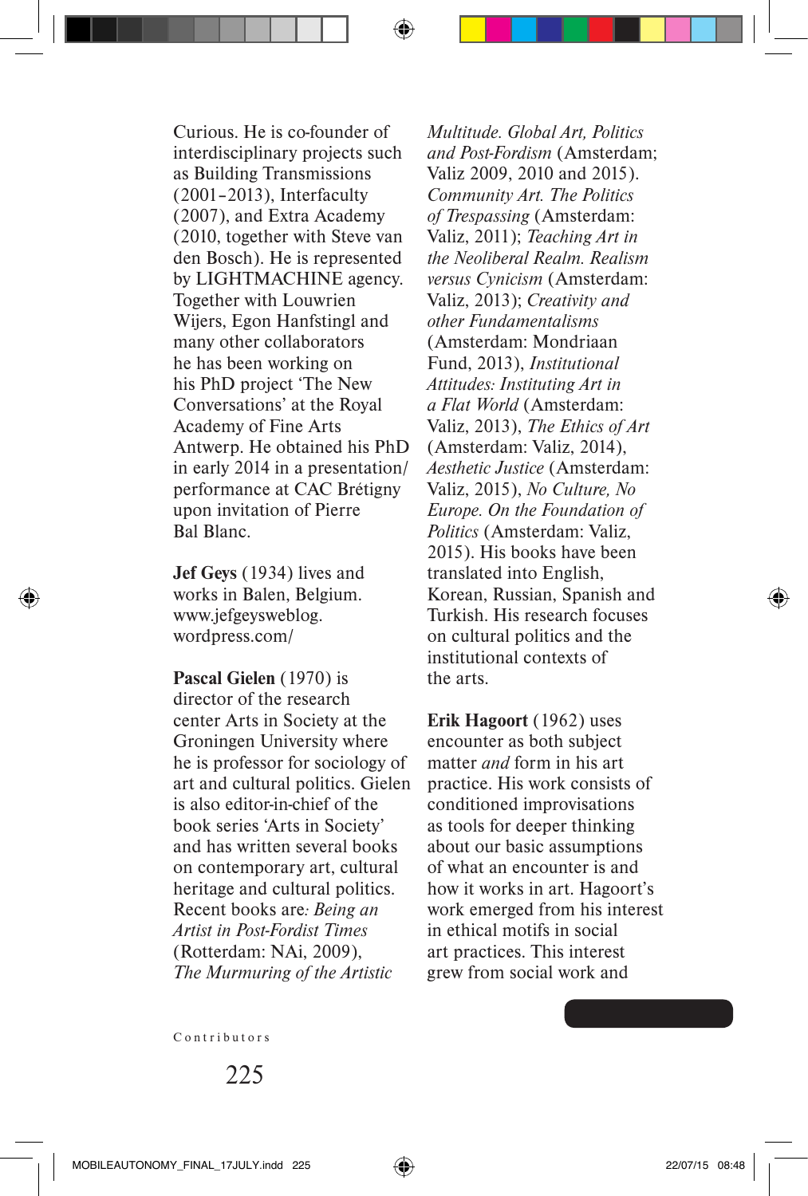Curious. He is co-founder of interdisciplinary projects such as Building Transmissions (2001–2013), Interfaculty (2007), and Extra Academy (2010, together with Steve van den Bosch). He is represented by LIGHTMACHINE agency. Together with Louwrien Wijers, Egon Hanfstingl and many other collaborators he has been working on his PhD project 'The New Conversations' at the Royal Academy of Fine Arts Antwerp. He obtained his PhD in early 2014 in a presentation/performance at CAC Brétigny upon invitation of Pierre Bal Blanc.

**Jef Geys** (1934) lives and works in Balen, Belgium. www.jefgeysweblog.wordpress.com/

**Pascal Gielen** (1970) is director of the research center Arts in Society at the Groningen University where he is professor for sociology of art and cultural politics. Gielen is also editor-in-chief of the book series 'Arts in Society' and has written several books on contemporary art, cultural heritage and cultural politics. Recent books are: *Being an Artist in Post-Fordist Times* (Rotterdam: NAi, 2009), *The Murmuring of the Artistic Multitude. Global Art, Politics and Post-Fordism* (Amsterdam; Valiz 2009, 2010 and 2015). *Community Art. The Politics of Trespassing* (Amsterdam: Valiz, 2011); *Teaching Art in the Neoliberal Realm. Realism versus Cynicism* (Amsterdam: Valiz, 2013); *Creativity and other Fundamentalisms* (Amsterdam: Mondriaan Fund, 2013), *Institutional Attitudes: Instituting Art in a Flat World* (Amsterdam: Valiz, 2013), *The Ethics of Art* (Amsterdam: Valiz, 2014), *Aesthetic Justice* (Amsterdam: Valiz, 2015), *No Culture, No Europe. On the Foundation of Politics* (Amsterdam: Valiz, 2015). His books have been translated into English, Korean, Russian, Spanish and Turkish. His research focuses on cultural politics and the institutional contexts of the arts.

**Erik Hagoort** (1962) uses encounter as both subject matter *and* form in his art practice. His work consists of conditioned improvisations as tools for deeper thinking about our basic assumptions of what an encounter is and how it works in art. Hagoort's work emerged from his interest in ethical motifs in social art practices. This interest grew from social work and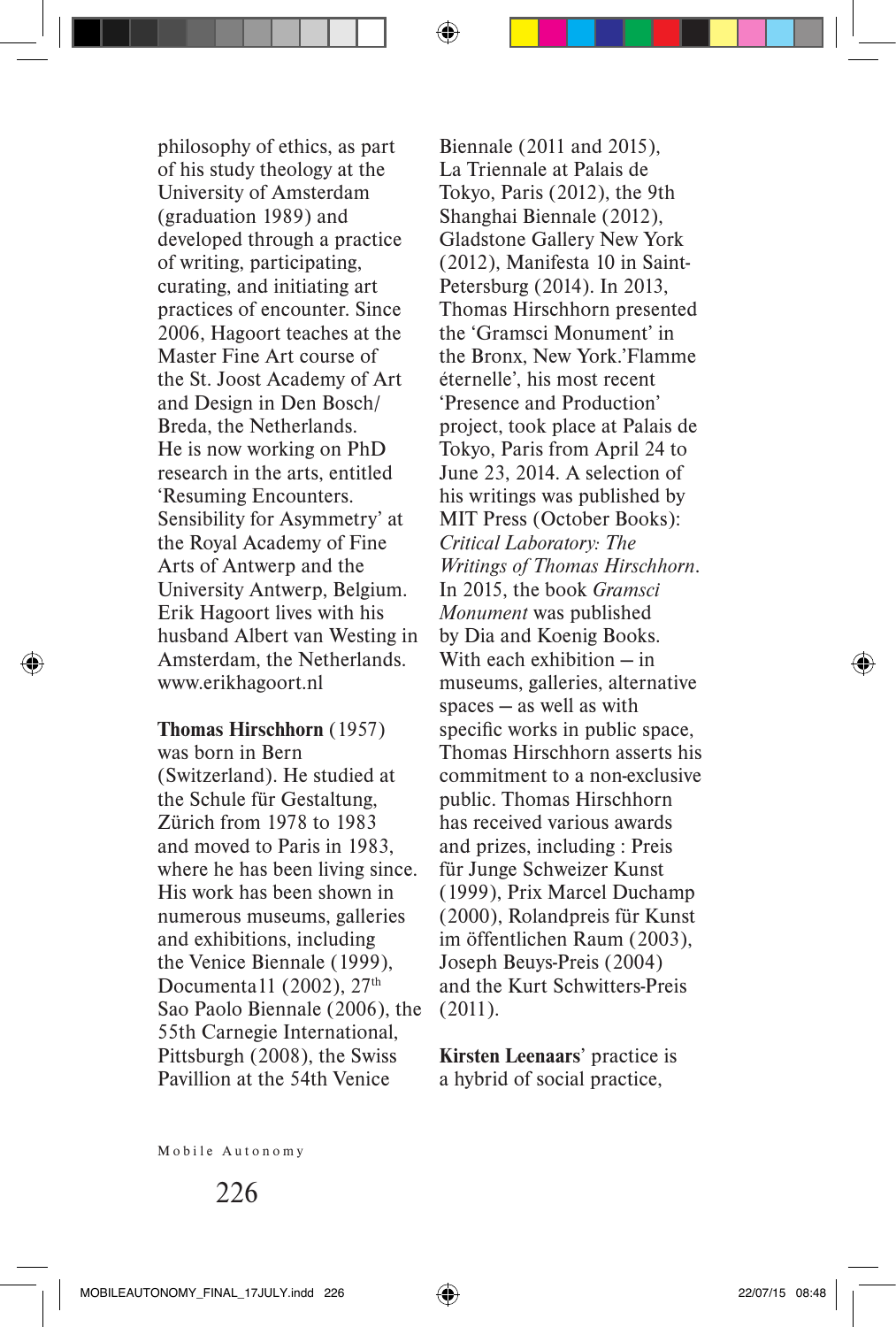philosophy of ethics, as part of his study theology at the University of Amsterdam (graduation 1989) and developed through a practice of writing, participating, curating, and initiating art practices of encounter. Since 2006, Hagoort teaches at the Master Fine Art course of the St. Joost Academy of Art and Design in Den Bosch/Breda, the Netherlands. He is now working on PhD research in the arts, entitled 'Resuming Encounters. Sensibility for Asymmetry' at the Royal Academy of Fine Arts of Antwerp and the University Antwerp, Belgium. Erik Hagoort lives with his husband Albert van Westing in Amsterdam, the Netherlands. www.erikhagoort.nl

**Thomas Hirschhorn** (1957) was born in Bern (Switzerland). He studied at the Schule für Gestaltung, Zürich from 1978 to 1983 and moved to Paris in 1983, where he has been living since. His work has been shown in numerous museums, galleries and exhibitions, including the Venice Biennale (1999), Documenta11 (2002), 27th Sao Paolo Biennale (2006), the 55th Carnegie International, Pittsburgh (2008), the Swiss Pavillion at the 54th Venice Biennale (2011 and 2015), La Triennale at Palais de Tokyo, Paris (2012), the 9th Shanghai Biennale (2012), Gladstone Gallery New York (2012), Manifesta 10 in Saint-Petersburg (2014). In 2013, Thomas Hirschhorn presented the 'Gramsci Monument' in the Bronx, New York.'Flamme éternelle', his most recent 'Presence and Production' project, took place at Palais de Tokyo, Paris from April 24 to June 23, 2014. A selection of his writings was published by MIT Press (October Books): *Critical Laboratory: The Writings of Thomas Hirschhorn*. In 2015, the book *Gramsci Monument* was published by Dia and Koenig Books. With each exhibition – in museums, galleries, alternative spaces – as well as with specific works in public space, Thomas Hirschhorn asserts his commitment to a non-exclusive public. Thomas Hirschhorn has received various awards and prizes, including : Preis für Junge Schweizer Kunst (1999), Prix Marcel Duchamp (2000), Rolandpreis für Kunst im öffentlichen Raum (2003), Joseph Beuys-Preis (2004) and the Kurt Schwitters-Preis (2011).

**Kirsten Leenaars**' practice is a hybrid of social practice,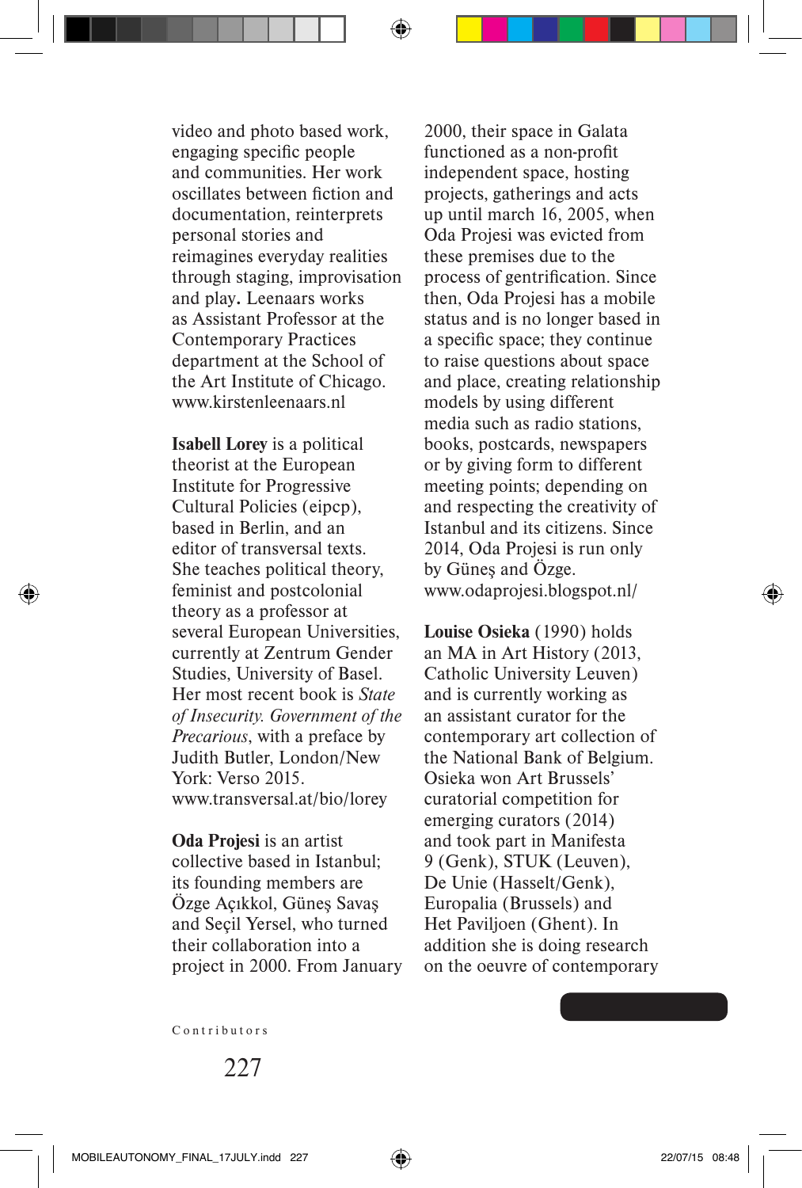video and photo based work, engaging specific people and communities. Her work oscillates between fiction and documentation, reinterprets personal stories and reimagines everyday realities through staging, improvisation and play**.** Leenaars works as Assistant Professor at the Contemporary Practices department at the School of the Art Institute of Chicago. www.kirstenleenaars.nl

**Isabell Lorey** is a political theorist at the European Institute for Progressive Cultural Policies (eipcp), based in Berlin, and an editor of transversal texts. She teaches political theory, feminist and postcolonial theory as a professor at several European Universities, currently at Zentrum Gender Studies, University of Basel. Her most recent book is *State of Insecurity. Government of the Precarious*, with a preface by Judith Butler, London/New York: Verso 2015. www.transversal.at/bio/lorey

**Oda Projesi** is an artist collective based in Istanbul; its founding members are Özge Açıkkol, Güneş Savaş and Seçil Yersel, who turned their collaboration into a project in 2000. From January 2000, their space in Galata functioned as a non-profit independent space, hosting projects, gatherings and acts up until march 16, 2005, when Oda Projesi was evicted from these premises due to the process of gentrification. Since then, Oda Projesi has a mobile status and is no longer based in a specific space; they continue to raise questions about space and place, creating relationship models by using different media such as radio stations, books, postcards, newspapers or by giving form to different meeting points; depending on and respecting the creativity of Istanbul and its citizens. Since 2014, Oda Projesi is run only by Güneş and Özge. www.odaprojesi.blogspot.nl/

**Louise Osieka** (1990) holds an MA in Art History (2013, Catholic University Leuven) and is currently working as an assistant curator for the contemporary art collection of the National Bank of Belgium. Osieka won Art Brussels' curatorial competition for emerging curators (2014) and took part in Manifesta 9 (Genk), STUK (Leuven), De Unie (Hasselt/Genk), Europalia (Brussels) and Het Paviljoen (Ghent). In addition she is doing research on the oeuvre of contemporary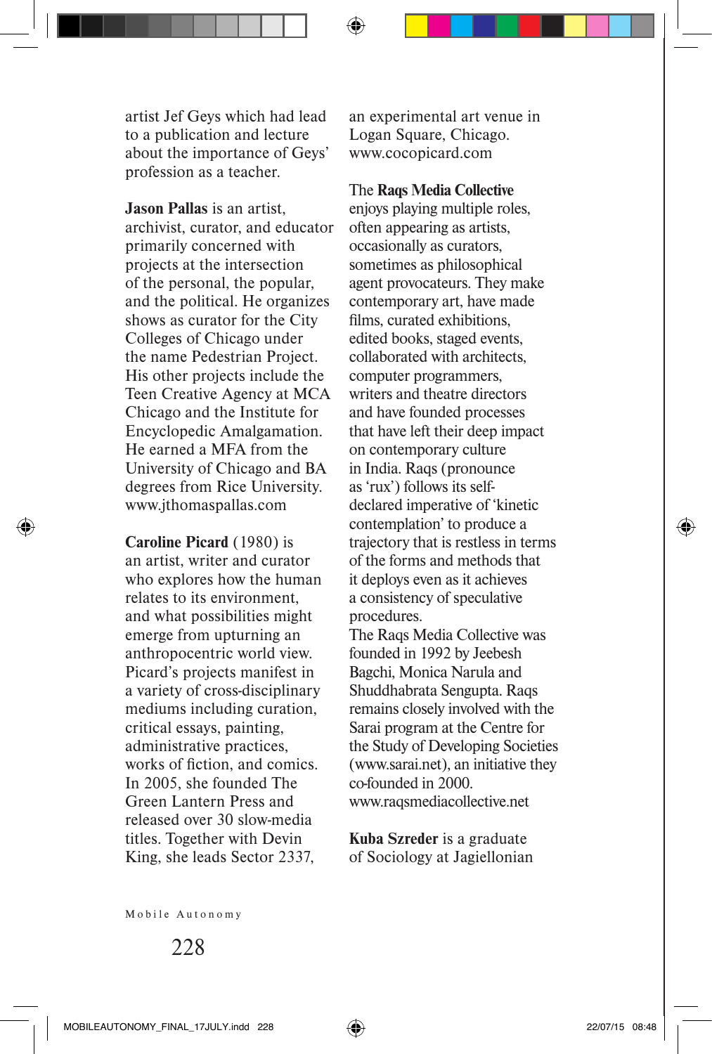artist Jef Geys which had lead to a publication and lecture about the importance of Geys' profession as a teacher.

**Jason Pallas** is an artist, archivist, curator, and educator primarily concerned with projects at the intersection of the personal, the popular, and the political. He organizes shows as curator for the City Colleges of Chicago under the name Pedestrian Project. His other projects include the Teen Creative Agency at MCA Chicago and the Institute for Encyclopedic Amalgamation. He earned a MFA from the University of Chicago and BA degrees from Rice University. www.jthomaspallas.com

**Caroline Picard** (1980) is an artist, writer and curator who explores how the human relates to its environment, and what possibilities might emerge from upturning an anthropocentric world view. Picard's projects manifest in a variety of cross-disciplinary mediums including curation, critical essays, painting, administrative practices, works of fiction, and comics. In 2005, she founded The Green Lantern Press and released over 30 slow-media titles. Together with Devin King, she leads Sector 2337, an experimental art venue in Logan Square, Chicago. www.cocopicard.com

The **Raqs Media Collective** enjoys playing multiple roles, often appearing as artists, occasionally as curators, sometimes as philosophical agent provocateurs. They make contemporary art, have made films, curated exhibitions, edited books, staged events, collaborated with architects, computer programmers, writers and theatre directors and have founded processes that have left their deep impact on contemporary culture in India. Raqs (pronounce as 'rux') follows its self-declared imperative of 'kinetic contemplation' to produce a trajectory that is restless in terms of the forms and methods that it deploys even as it achieves a consistency of speculative procedures.
The Raqs Media Collective was founded in 1992 by Jeebesh Bagchi, Monica Narula and Shuddhabrata Sengupta. Raqs remains closely involved with the Sarai program at the Centre for the Study of Developing Societies (www.sarai.net), an initiative they co-founded in 2000.
www.raqsmediacollective.net

**Kuba Szreder** is a graduate of Sociology at Jagiellonian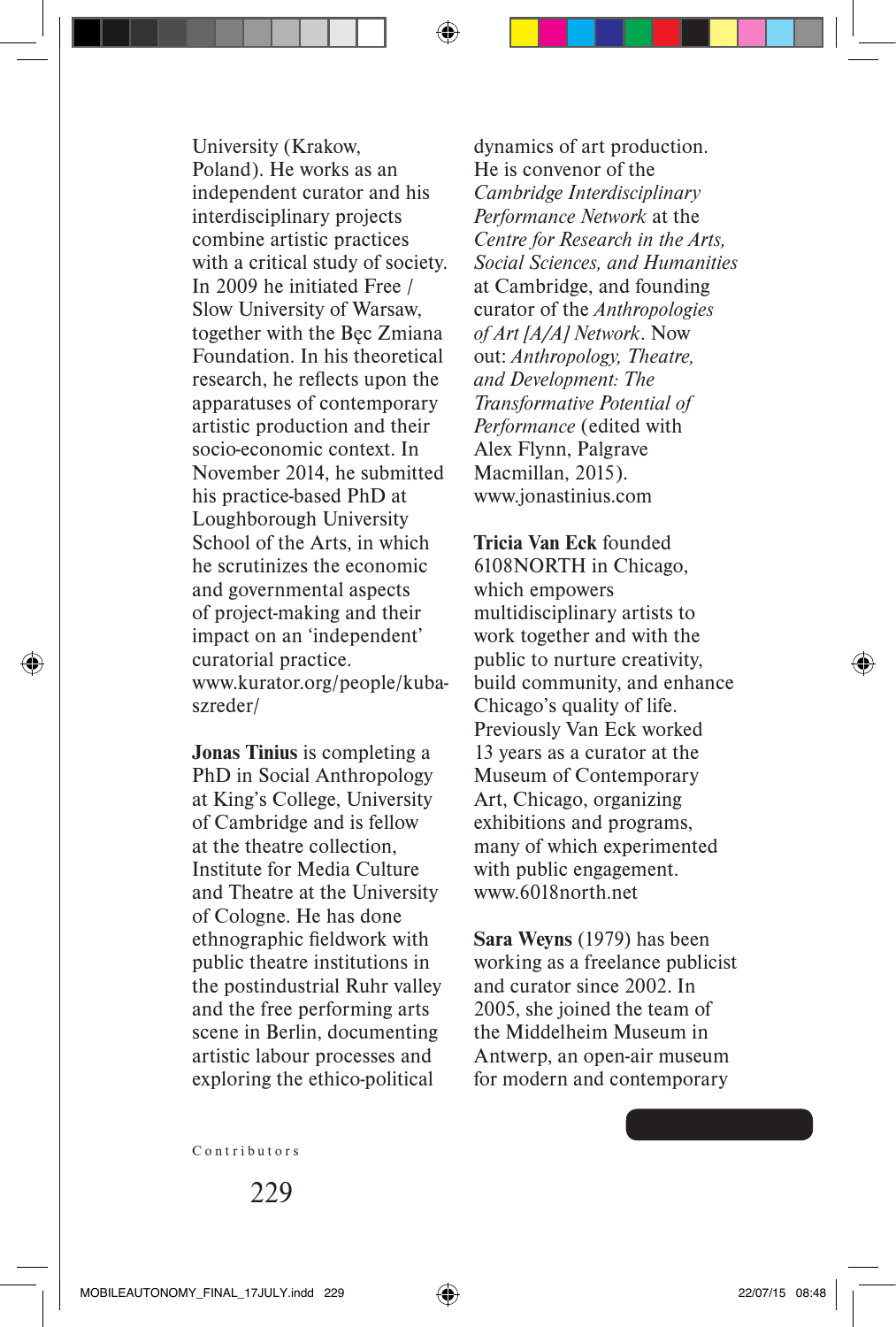University (Krakow, Poland). He works as an independent curator and his interdisciplinary projects combine artistic practices with a critical study of society. In 2009 he initiated Free / Slow University of Warsaw, together with the Bęc Zmiana Foundation. In his theoretical research, he reflects upon the apparatuses of contemporary artistic production and their socio-economic context. In November 2014, he submitted his practice-based PhD at Loughborough University School of the Arts, in which he scrutinizes the economic and governmental aspects of project-making and their impact on an 'independent' curatorial practice. www.kurator.org/people/kuba-szreder/

**Jonas Tinius** is completing a PhD in Social Anthropology at King's College, University of Cambridge and is fellow at the theatre collection, Institute for Media Culture and Theatre at the University of Cologne. He has done ethnographic fieldwork with public theatre institutions in the postindustrial Ruhr valley and the free performing arts scene in Berlin, documenting artistic labour processes and exploring the ethico-political dynamics of art production. He is convenor of the *Cambridge Interdisciplinary Performance Network* at the *Centre for Research in the Arts, Social Sciences, and Humanities* at Cambridge, and founding curator of the *Anthropologies of Art [A/A] Network*. Now out: *Anthropology, Theatre, and Development: The Transformative Potential of Performance* (edited with Alex Flynn, Palgrave Macmillan, 2015). www.jonastinius.com

**Tricia Van Eck** founded 6108NORTH in Chicago, which empowers multidisciplinary artists to work together and with the public to nurture creativity, build community, and enhance Chicago's quality of life. Previously Van Eck worked 13 years as a curator at the Museum of Contemporary Art, Chicago, organizing exhibitions and programs, many of which experimented with public engagement. www.6018north.net

**Sara Weyns** (1979) has been working as a freelance publicist and curator since 2002. In 2005, she joined the team of the Middelheim Museum in Antwerp, an open-air museum for modern and contemporary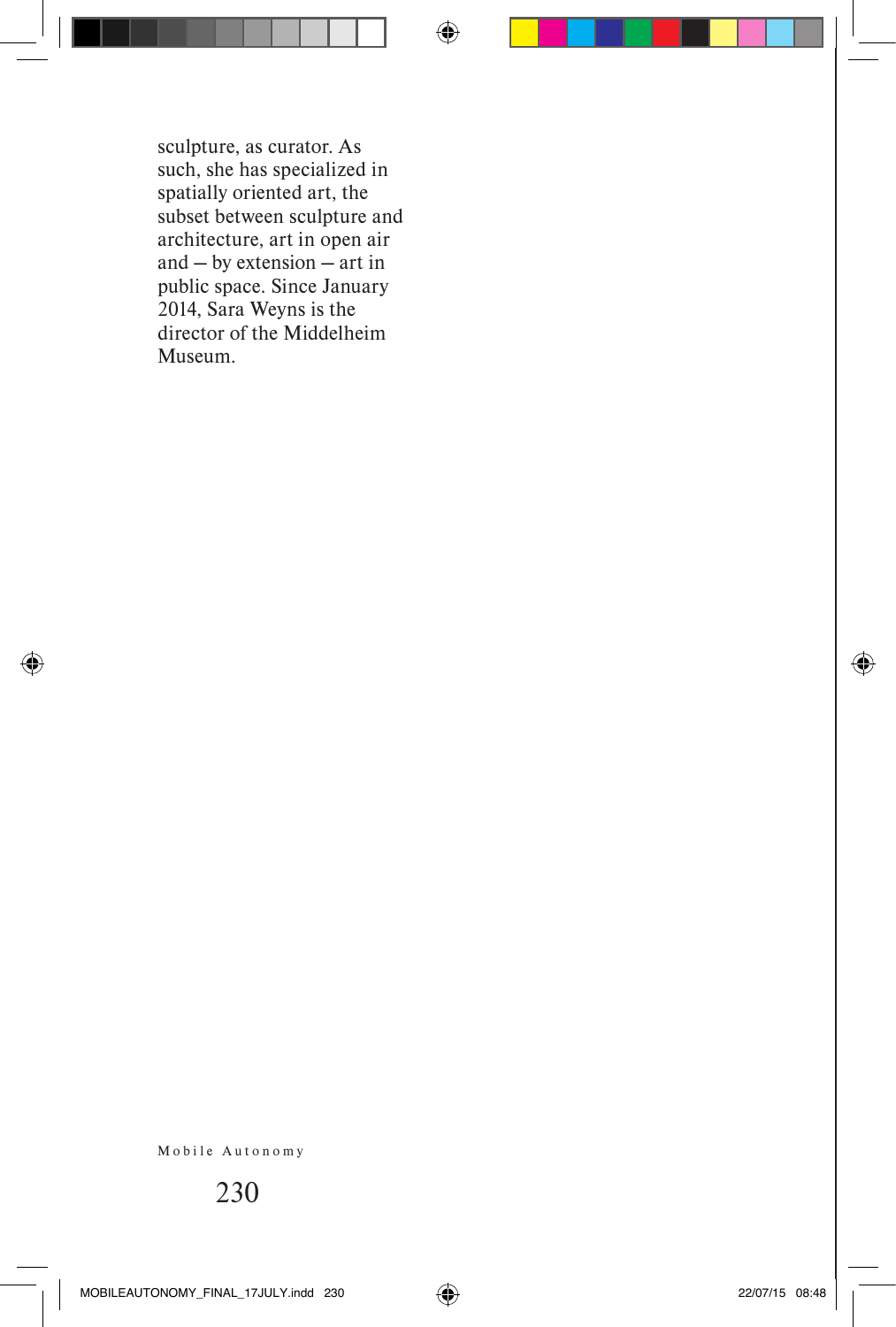sculpture, as curator. As such, she has specialized in spatially oriented art, the subset between sculpture and architecture, art in open air and – by extension – art in public space. Since January 2014, Sara Weyns is the director of the Middelheim Museum.